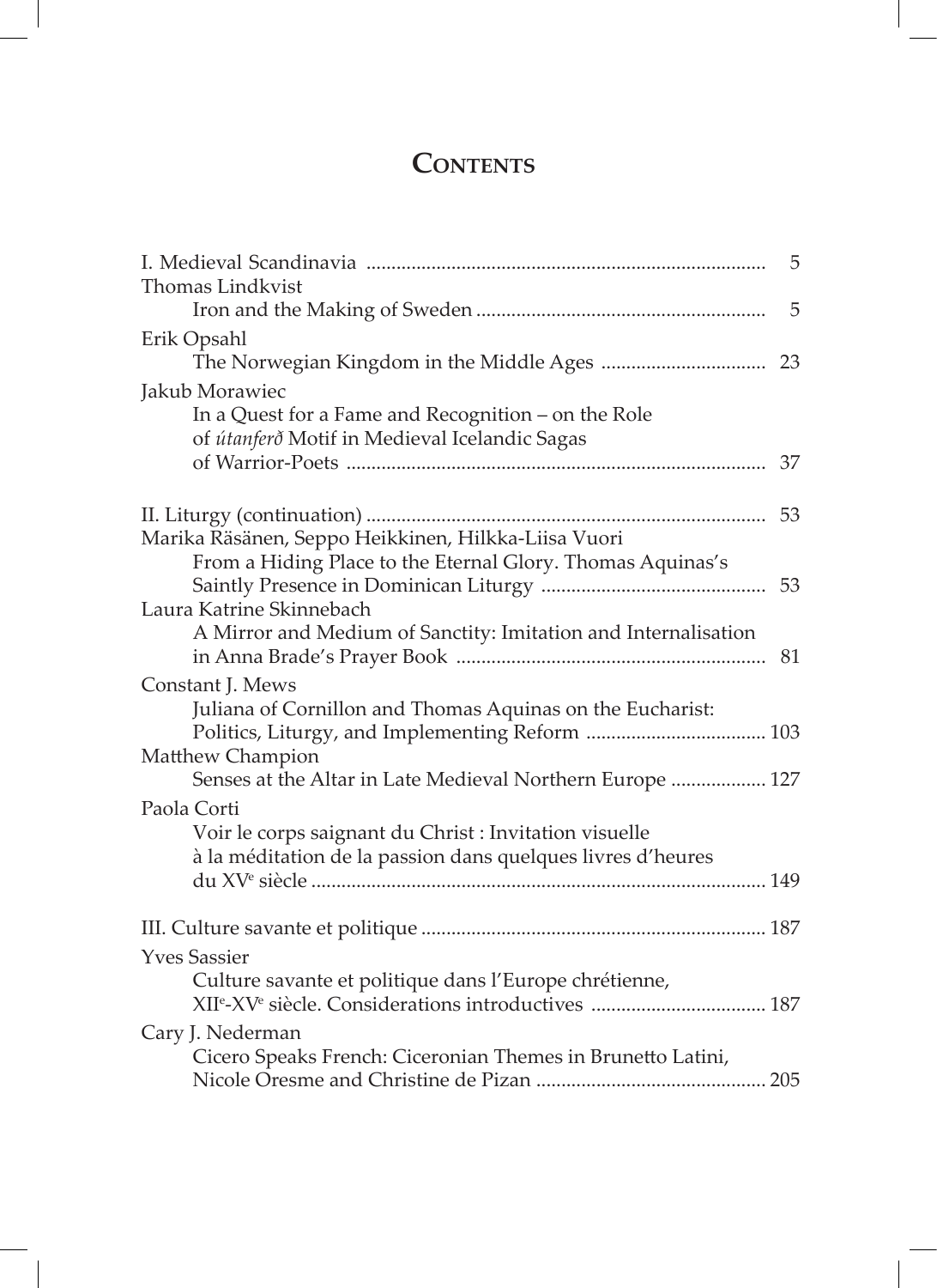# Contents

I. Medieval Scandinavia ............................................................................... 5

Thomas Lindkvist
Iron and the Making of Sweden ......................................................... 5

Erik Opsahl
The Norwegian Kingdom in the Middle Ages ................................. 23

Jakub Morawiec
In a Quest for a Fame and Recognition – on the Role of *útanferð* Motif in Medieval Icelandic Sagas of Warrior-Poets ................................................................................... 37

II. Liturgy (continuation) .............................................................................. 53

Marika Räsänen, Seppo Heikkinen, Hilkka-Liisa Vuori
From a Hiding Place to the Eternal Glory. Thomas Aquinas's Saintly Presence in Dominican Liturgy ............................................ 53

Laura Katrine Skinnebach
A Mirror and Medium of Sanctity: Imitation and Internalisation in Anna Brade's Prayer Book ............................................................. 81

Constant J. Mews
Juliana of Cornillon and Thomas Aquinas on the Eucharist: Politics, Liturgy, and Implementing Reform .................................... 103

Matthew Champion
Senses at the Altar in Late Medieval Northern Europe ................... 127

Paola Corti
Voir le corps saignant du Christ : Invitation visuelle à la méditation de la passion dans quelques livres d'heures du XV[e] siècle ........................................................................... 149

III. Culture savante et politique .................................................................... 187

Yves Sassier
Culture savante et politique dans l'Europe chrétienne, XII[e]-XV[e] siècle. Considerations introductives .................................. 187

Cary J. Nederman
Cicero Speaks French: Ciceronian Themes in Brunetto Latini, Nicole Oresme and Christine de Pizan ............................................. 205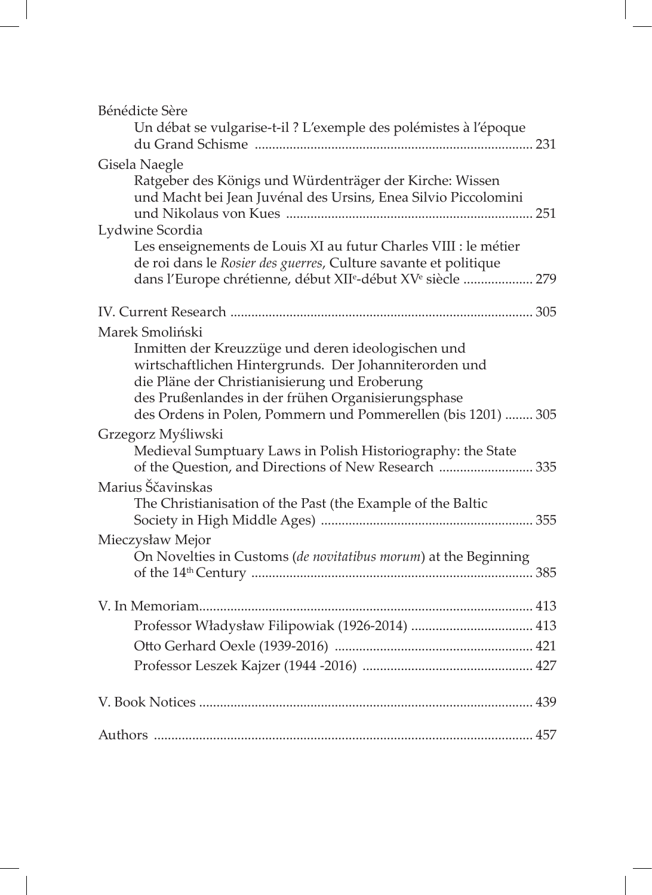Bénédicte Sère
Un débat se vulgarise-t-il ? L'exemple des polémistes à l'époque du Grand Schisme ............................................................................... 231

Gisela Naegle
Ratgeber des Königs und Würdenträger der Kirche: Wissen und Macht bei Jean Juvénal des Ursins, Enea Silvio Piccolomini und Nikolaus von Kues ...................................................................... 251

Lydwine Scordia
Les enseignements de Louis XI au futur Charles VIII : le métier de roi dans le *Rosier des guerres*, Culture savante et politique dans l'Europe chrétienne, début XII[e]-début XV[e] siècle .................... 279

IV. Current Research ...................................................................................... 305

Marek Smoliński
Inmitten der Kreuzzüge und deren ideologischen und wirtschaftlichen Hintergrunds. Der Johanniterorden und die Pläne der Christianisierung und Eroberung des Prußenlandes in der frühen Organisierungsphase des Ordens in Polen, Pommern und Pommerellen (bis 1201) ........ 305

Grzegorz Myśliwski
Medieval Sumptuary Laws in Polish Historiography: the State of the Question, and Directions of New Research ........................... 335

Marius Ščavinskas
The Christianisation of the Past (the Example of the Baltic Society in High Middle Ages) ............................................................ 355

Mieczysław Mejor
On Novelties in Customs (*de novitatibus morum*) at the Beginning of the 14[th] Century ................................................................................ 385

V. In Memoriam................................................................................................ 413

Professor Władysław Filipowiak (1926-2014) .................................. 413

Otto Gerhard Oexle (1939-2016) ........................................................ 421

Professor Leszek Kajzer (1944 -2016) ................................................ 427

V. Book Notices ............................................................................................... 439

Authors ............................................................................................................ 457